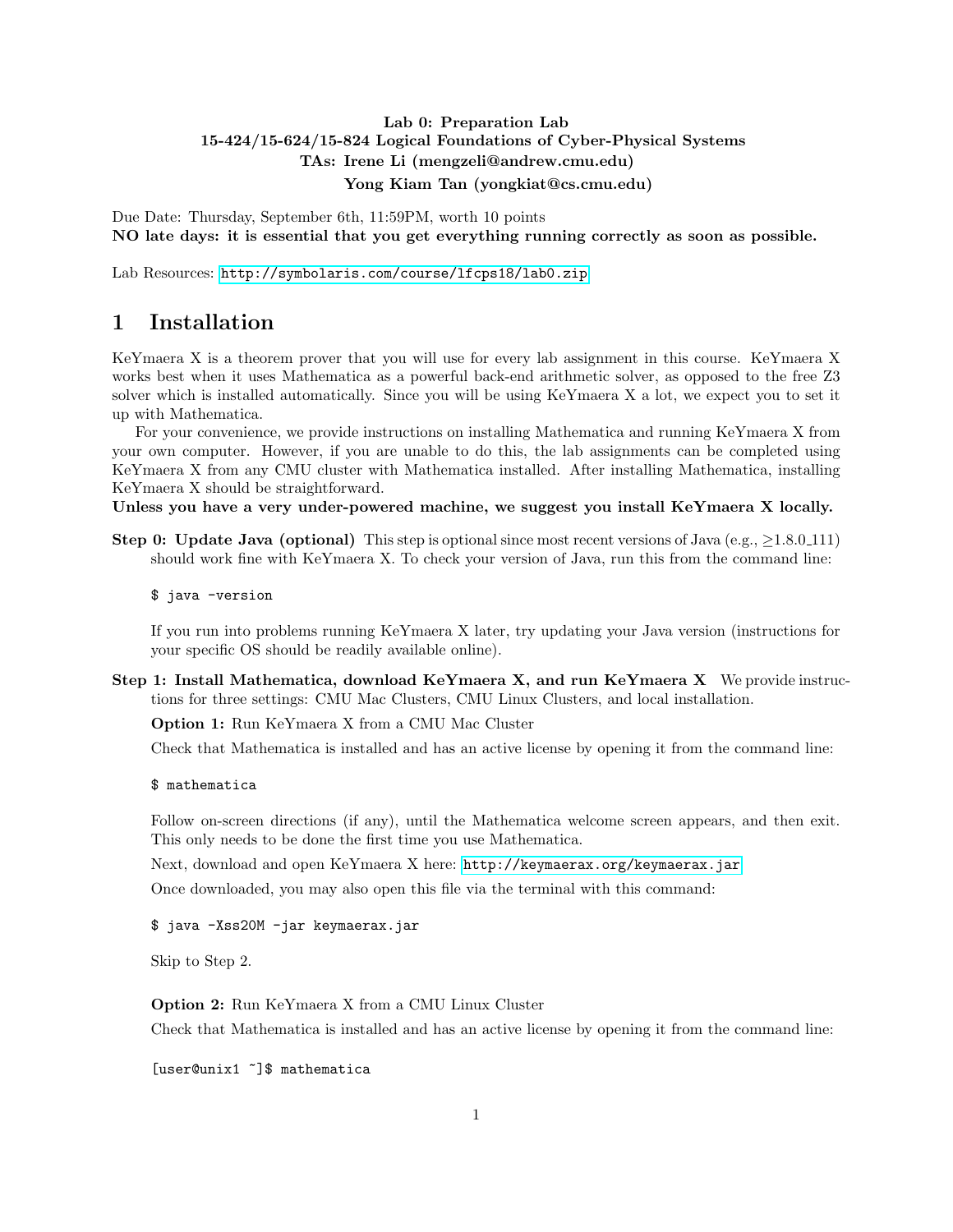**Lab 0: Preparation Lab**
**15-424/15-624/15-824 Logical Foundations of Cyber-Physical Systems**
**TAs: Irene Li (mengzeli@andrew.cmu.edu)**
**Yong Kiam Tan (yongkiat@cs.cmu.edu)**

Due Date: Thursday, September 6th, 11:59PM, worth 10 points
**NO late days: it is essential that you get everything running correctly as soon as possible.**

Lab Resources: http://symbolaris.com/course/lfcps18/lab0.zip

# 1 Installation

KeYmaera X is a theorem prover that you will use for every lab assignment in this course. KeYmaera X works best when it uses Mathematica as a powerful back-end arithmetic solver, as opposed to the free Z3 solver which is installed automatically. Since you will be using KeYmaera X a lot, we expect you to set it up with Mathematica.

For your convenience, we provide instructions on installing Mathematica and running KeYmaera X from your own computer. However, if you are unable to do this, the lab assignments can be completed using KeYmaera X from any CMU cluster with Mathematica installed. After installing Mathematica, installing KeYmaera X should be straightforward.

**Unless you have a very under-powered machine, we suggest you install KeYmaera X locally.**

**Step 0: Update Java (optional)** This step is optional since most recent versions of Java (e.g., ≥1.8.0_111) should work fine with KeYmaera X. To check your version of Java, run this from the command line:

```
$ java -version
```

If you run into problems running KeYmaera X later, try updating your Java version (instructions for your specific OS should be readily available online).

**Step 1: Install Mathematica, download KeYmaera X, and run KeYmaera X** We provide instructions for three settings: CMU Mac Clusters, CMU Linux Clusters, and local installation.

**Option 1:** Run KeYmaera X from a CMU Mac Cluster

Check that Mathematica is installed and has an active license by opening it from the command line:

```
$ mathematica
```

Follow on-screen directions (if any), until the Mathematica welcome screen appears, and then exit. This only needs to be done the first time you use Mathematica.

Next, download and open KeYmaera X here: http://keymaerax.org/keymaerax.jar

Once downloaded, you may also open this file via the terminal with this command:

```
$ java -Xss20M -jar keymaerax.jar
```

Skip to Step 2.

**Option 2:** Run KeYmaera X from a CMU Linux Cluster

Check that Mathematica is installed and has an active license by opening it from the command line:

```
[user@unix1 ~]$ mathematica
```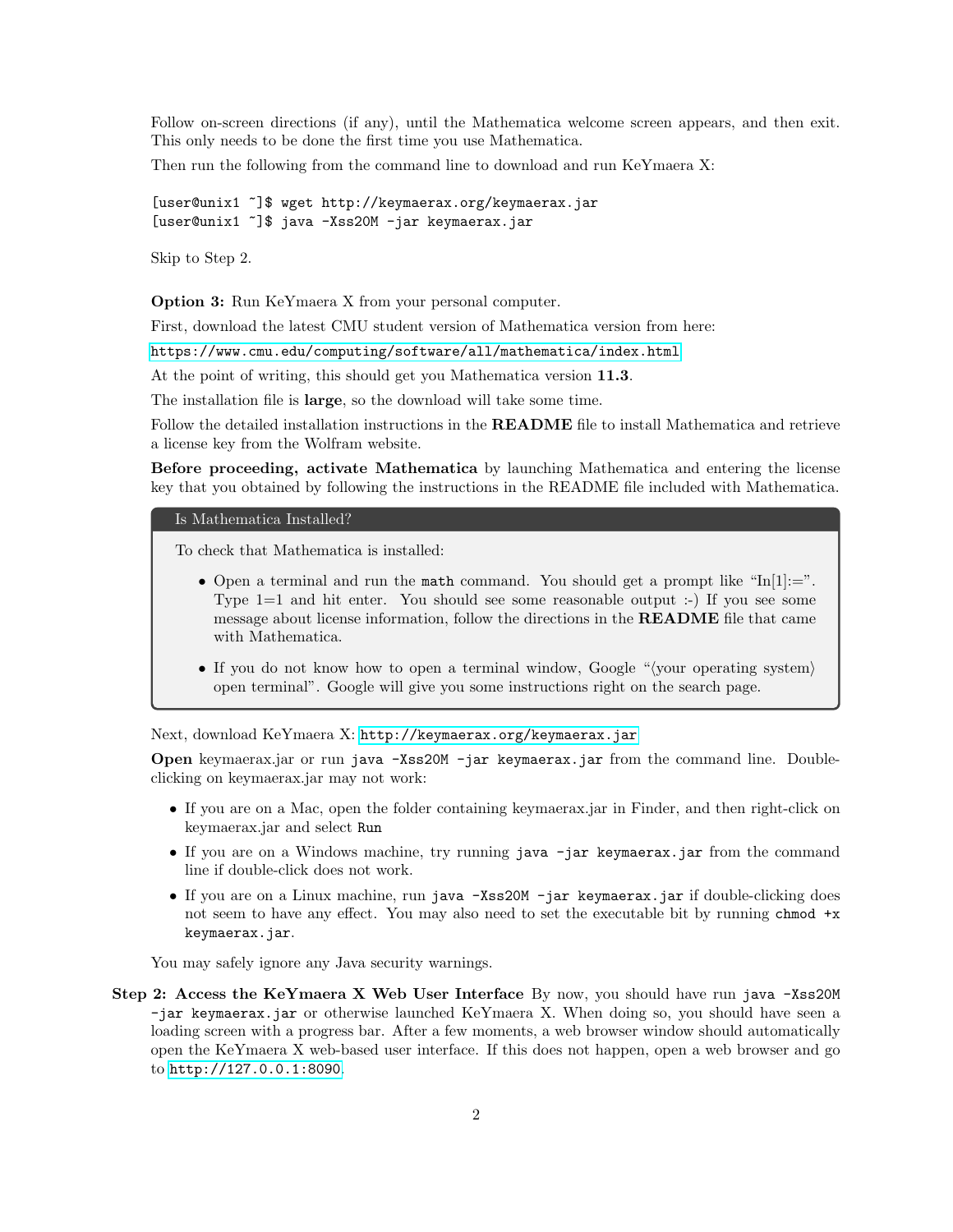Follow on-screen directions (if any), until the Mathematica welcome screen appears, and then exit. This only needs to be done the first time you use Mathematica.

Then run the following from the command line to download and run KeYmaera X:

```
[user@unix1 ~]$ wget http://keymaerax.org/keymaerax.jar
[user@unix1 ~]$ java -Xss20M -jar keymaerax.jar
```

Skip to Step 2.

**Option 3:** Run KeYmaera X from your personal computer.

First, download the latest CMU student version of Mathematica version from here:

https://www.cmu.edu/computing/software/all/mathematica/index.html

At the point of writing, this should get you Mathematica version **11.3**.

The installation file is **large**, so the download will take some time.

Follow the detailed installation instructions in the **README** file to install Mathematica and retrieve a license key from the Wolfram website.

**Before proceeding, activate Mathematica** by launching Mathematica and entering the license key that you obtained by following the instructions in the README file included with Mathematica.

> **Is Mathematica Installed?**
>
> To check that Mathematica is installed:
>
> - Open a terminal and run the `math` command. You should get a prompt like "In[1]:=". Type 1=1 and hit enter. You should see some reasonable output :-) If you see some message about license information, follow the directions in the **README** file that came with Mathematica.
> - If you do not know how to open a terminal window, Google "⟨your operating system⟩ open terminal". Google will give you some instructions right on the search page.

Next, download KeYmaera X: http://keymaerax.org/keymaerax.jar

**Open** keymaerax.jar or run `java -Xss20M -jar keymaerax.jar` from the command line. Double-clicking on keymaerax.jar may not work:

- If you are on a Mac, open the folder containing keymaerax.jar in Finder, and then right-click on keymaerax.jar and select `Run`
- If you are on a Windows machine, try running `java -jar keymaerax.jar` from the command line if double-click does not work.
- If you are on a Linux machine, run `java -Xss20M -jar keymaerax.jar` if double-clicking does not seem to have any effect. You may also need to set the executable bit by running `chmod +x keymaerax.jar`.

You may safely ignore any Java security warnings.

**Step 2: Access the KeYmaera X Web User Interface** By now, you should have run `java -Xss20M -jar keymaerax.jar` or otherwise launched KeYmaera X. When doing so, you should have seen a loading screen with a progress bar. After a few moments, a web browser window should automatically open the KeYmaera X web-based user interface. If this does not happen, open a web browser and go to http://127.0.0.1:8090.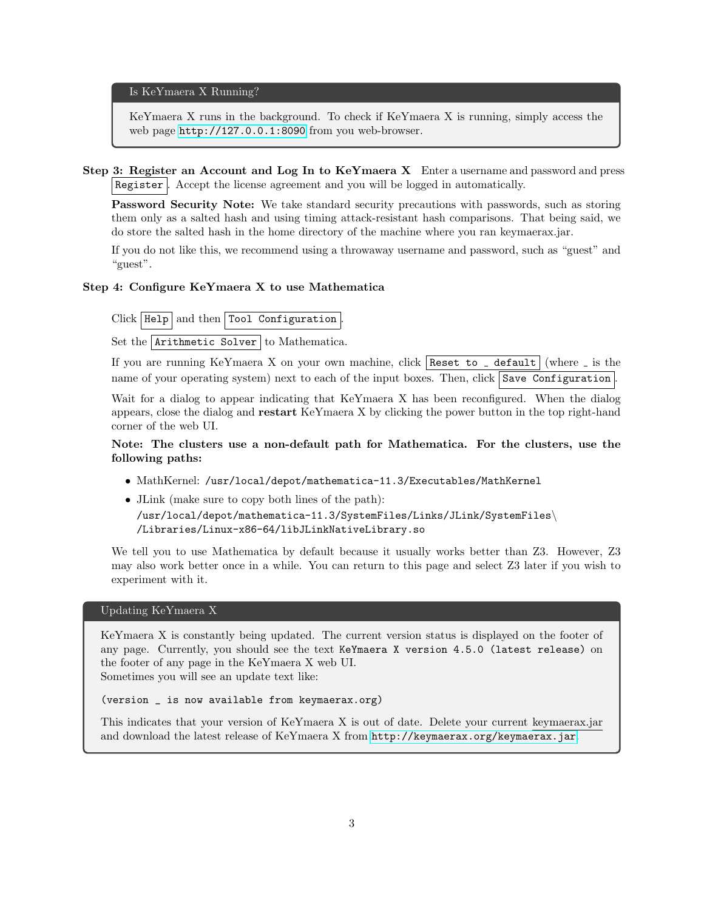> **Is KeYmaera X Running?**
>
> KeYmaera X runs in the background. To check if KeYmaera X is running, simply access the web page `http://127.0.0.1:8090` from you web-browser.

**Step 3: Register an Account and Log In to KeYmaera X** Enter a username and password and press `Register`. Accept the license agreement and you will be logged in automatically.

**Password Security Note:** We take standard security precautions with passwords, such as storing them only as a salted hash and using timing attack-resistant hash comparisons. That being said, we do store the salted hash in the home directory of the machine where you ran keymaerax.jar.

If you do not like this, we recommend using a throwaway username and password, such as "guest" and "guest".

**Step 4: Configure KeYmaera X to use Mathematica**

Click `Help` and then `Tool Configuration`.

Set the `Arithmetic Solver` to Mathematica.

If you are running KeYmaera X on your own machine, click `Reset to _ default` (where _ is the name of your operating system) next to each of the input boxes. Then, click `Save Configuration`.

Wait for a dialog to appear indicating that KeYmaera X has been reconfigured. When the dialog appears, close the dialog and **restart** KeYmaera X by clicking the power button in the top right-hand corner of the web UI.

**Note: The clusters use a non-default path for Mathematica. For the clusters, use the following paths:**

- MathKernel: `/usr/local/depot/mathematica-11.3/Executables/MathKernel`
- JLink (make sure to copy both lines of the path):
  `/usr/local/depot/mathematica-11.3/SystemFiles/Links/JLink/SystemFiles\`
  `/Libraries/Linux-x86-64/libJLinkNativeLibrary.so`

We tell you to use Mathematica by default because it usually works better than Z3. However, Z3 may also work better once in a while. You can return to this page and select Z3 later if you wish to experiment with it.

> **Updating KeYmaera X**
>
> KeYmaera X is constantly being updated. The current version status is displayed on the footer of any page. Currently, you should see the text `KeYmaera X version 4.5.0 (latest release)` on the footer of any page in the KeYmaera X web UI.
> Sometimes you will see an update text like:
>
> `(version _ is now available from keymaerax.org)`
>
> This indicates that your version of KeYmaera X is out of date. Delete your current keymaerax.jar and download the latest release of KeYmaera X from `http://keymaerax.org/keymaerax.jar`.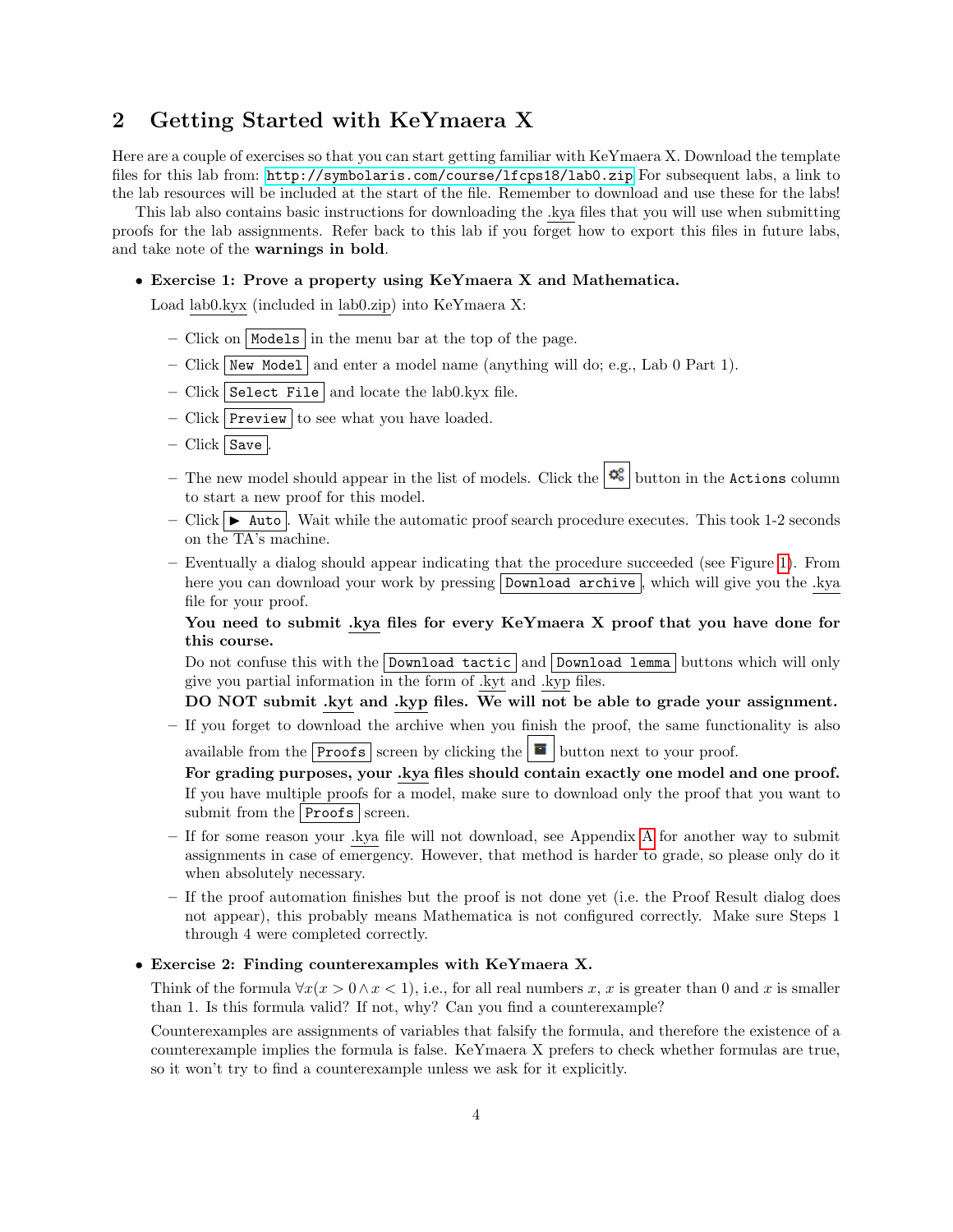## 2 Getting Started with KeYmaera X

Here are a couple of exercises so that you can start getting familiar with KeYmaera X. Download the template files for this lab from: http://symbolaris.com/course/lfcps18/lab0.zip For subsequent labs, a link to the lab resources will be included at the start of the file. Remember to download and use these for the labs!

This lab also contains basic instructions for downloading the .kya files that you will use when submitting proofs for the lab assignments. Refer back to this lab if you forget how to export this files in future labs, and take note of the **warnings in bold**.

- **Exercise 1: Prove a property using KeYmaera X and Mathematica.**

  Load lab0.kyx (included in lab0.zip) into KeYmaera X:

  - Click on `Models` in the menu bar at the top of the page.
  - Click `New Model` and enter a model name (anything will do; e.g., Lab 0 Part 1).
  - Click `Select File` and locate the lab0.kyx file.
  - Click `Preview` to see what you have loaded.
  - Click `Save`.
  - The new model should appear in the list of models. Click the ⚙ button in the `Actions` column to start a new proof for this model.
  - Click `▶ Auto`. Wait while the automatic proof search procedure executes. This took 1-2 seconds on the TA's machine.
  - Eventually a dialog should appear indicating that the procedure succeeded (see Figure 1). From here you can download your work by pressing `Download archive`, which will give you the .kya file for your proof.

    **You need to submit .kya files for every KeYmaera X proof that you have done for this course.**

    Do not confuse this with the `Download tactic` and `Download lemma` buttons which will only give you partial information in the form of .kyt and .kyp files.

    **DO NOT submit .kyt and .kyp files. We will not be able to grade your assignment.**
  - If you forget to download the archive when you finish the proof, the same functionality is also available from the `Proofs` screen by clicking the ▪ button next to your proof.

    **For grading purposes, your .kya files should contain exactly one model and one proof.** If you have multiple proofs for a model, make sure to download only the proof that you want to submit from the `Proofs` screen.
  - If for some reason your .kya file will not download, see Appendix A for another way to submit assignments in case of emergency. However, that method is harder to grade, so please only do it when absolutely necessary.
  - If the proof automation finishes but the proof is not done yet (i.e. the Proof Result dialog does not appear), this probably means Mathematica is not configured correctly. Make sure Steps 1 through 4 were completed correctly.

- **Exercise 2: Finding counterexamples with KeYmaera X.**

  Think of the formula $\forall x (x > 0 \land x < 1)$, i.e., for all real numbers $x$, $x$ is greater than 0 and $x$ is smaller than 1. Is this formula valid? If not, why? Can you find a counterexample?

  Counterexamples are assignments of variables that falsify the formula, and therefore the existence of a counterexample implies the formula is false. KeYmaera X prefers to check whether formulas are true, so it won't try to find a counterexample unless we ask for it explicitly.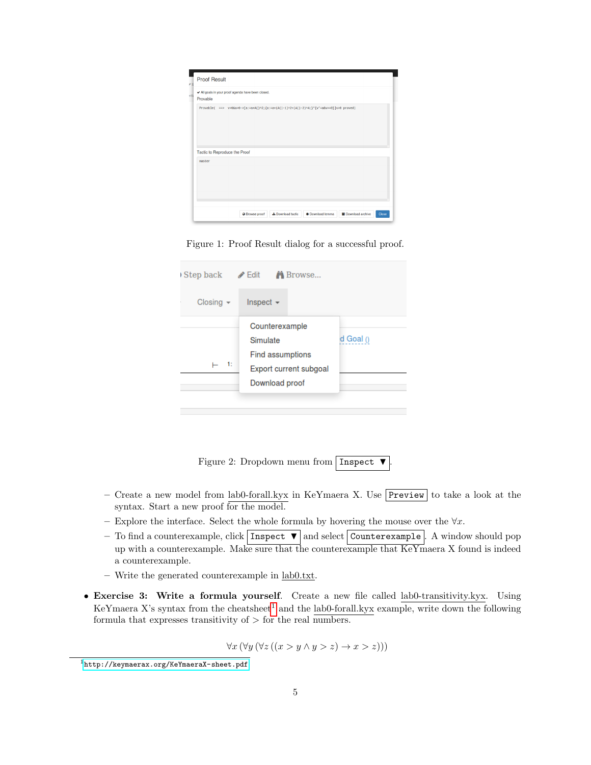Figure 1: Proof Result dialog for a successful proof.

Figure 2: Dropdown menu from `Inspect ▼`.

- Create a new model from lab0-forall.kyx in KeYmaera X. Use `Preview` to take a look at the syntax. Start a new proof for the model.
- Explore the interface. Select the whole formula by hovering the mouse over the $\forall x$.
- To find a counterexample, click `Inspect ▼` and select `Counterexample`. A window should pop up with a counterexample. Make sure that the counterexample that KeYmaera X found is indeed a counterexample.
- Write the generated counterexample in lab0.txt.

- **Exercise 3: Write a formula yourself**. Create a new file called lab0-transitivity.kyx. Using KeYmaera X's syntax from the cheatsheet[1] and the lab0-forall.kyx example, write down the following formula that expresses transitivity of $>$ for the real numbers.

$$\forall x\,(\forall y\,(\forall z\,((x > y \land y > z) \rightarrow x > z)))$$

[1] http://keymaerax.org/KeYmaeraX-sheet.pdf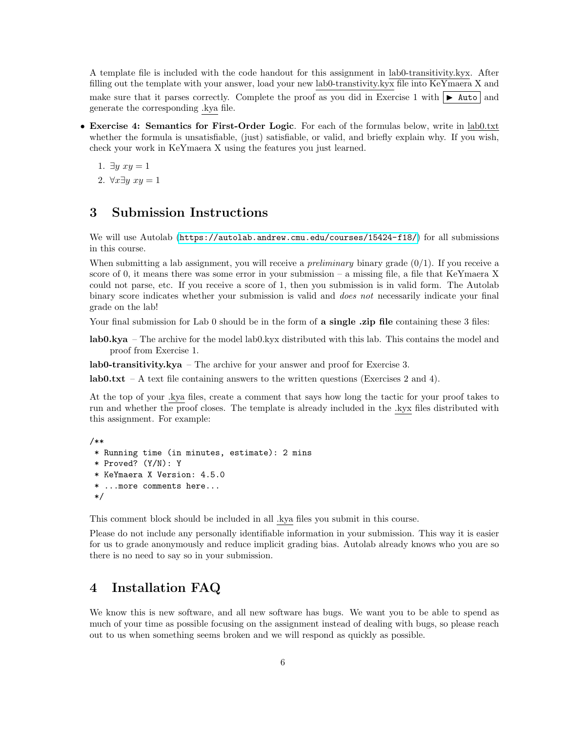A template file is included with the code handout for this assignment in lab0-transitivity.kyx. After filling out the template with your answer, load your new lab0-transtivity.kyx file into KeYmaera X and make sure that it parses correctly. Complete the proof as you did in Exercise 1 with `▶ Auto` and generate the corresponding .kya file.

- **Exercise 4: Semantics for First-Order Logic**. For each of the formulas below, write in lab0.txt whether the formula is unsatisfiable, (just) satisfiable, or valid, and briefly explain why. If you wish, check your work in KeYmaera X using the features you just learned.

  1. $\exists y\ xy = 1$
  2. $\forall x \exists y\ xy = 1$

## 3 Submission Instructions

We will use Autolab (https://autolab.andrew.cmu.edu/courses/15424-f18/) for all submissions in this course.

When submitting a lab assignment, you will receive a *preliminary* binary grade (0/1). If you receive a score of 0, it means there was some error in your submission – a missing file, a file that KeYmaera X could not parse, etc. If you receive a score of 1, then you submission is in valid form. The Autolab binary score indicates whether your submission is valid and *does not* necessarily indicate your final grade on the lab!

Your final submission for Lab 0 should be in the form of **a single .zip file** containing these 3 files:

**lab0.kya** – The archive for the model lab0.kyx distributed with this lab. This contains the model and proof from Exercise 1.

**lab0-transitivity.kya** – The archive for your answer and proof for Exercise 3.

**lab0.txt** – A text file containing answers to the written questions (Exercises 2 and 4).

At the top of your .kya files, create a comment that says how long the tactic for your proof takes to run and whether the proof closes. The template is already included in the .kyx files distributed with this assignment. For example:

```
/**
 * Running time (in minutes, estimate): 2 mins
 * Proved? (Y/N): Y
 * KeYmaera X Version: 4.5.0
 * ...more comments here...
 */
```

This comment block should be included in all .kya files you submit in this course.

Please do not include any personally identifiable information in your submission. This way it is easier for us to grade anonymously and reduce implicit grading bias. Autolab already knows who you are so there is no need to say so in your submission.

## 4 Installation FAQ

We know this is new software, and all new software has bugs. We want you to be able to spend as much of your time as possible focusing on the assignment instead of dealing with bugs, so please reach out to us when something seems broken and we will respond as quickly as possible.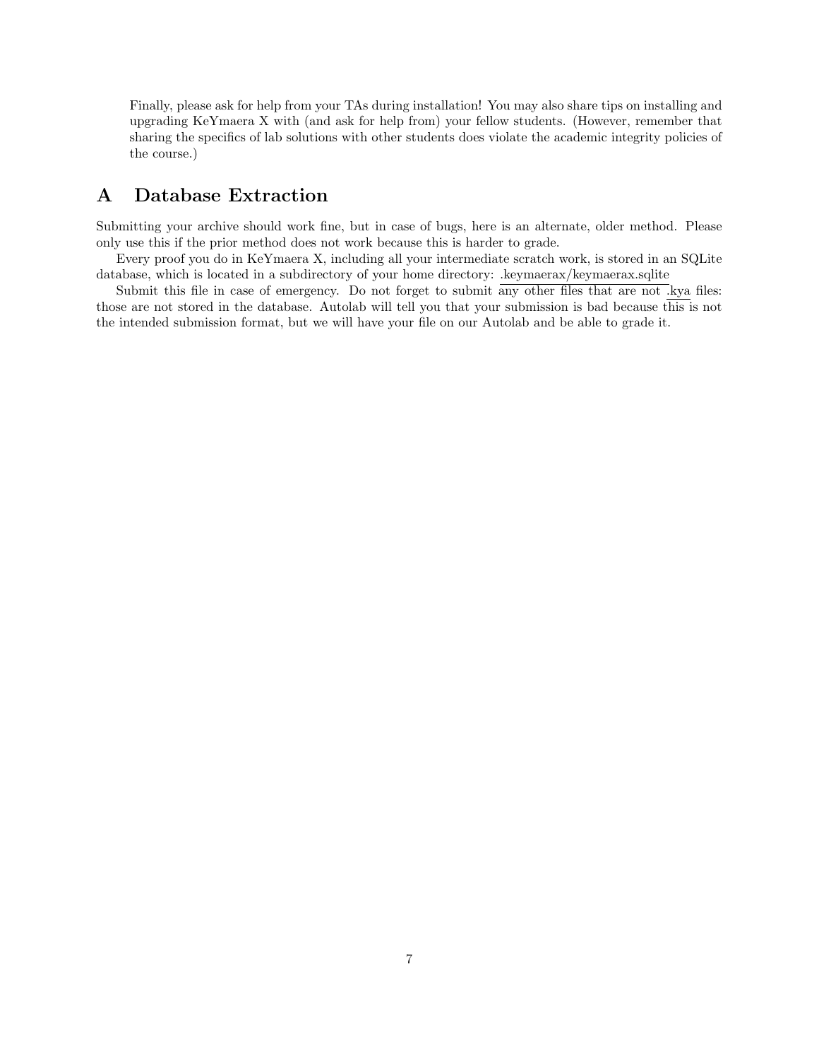Finally, please ask for help from your TAs during installation! You may also share tips on installing and upgrading KeYmaera X with (and ask for help from) your fellow students. (However, remember that sharing the specifics of lab solutions with other students does violate the academic integrity policies of the course.)

# A Database Extraction

Submitting your archive should work fine, but in case of bugs, here is an alternate, older method. Please only use this if the prior method does not work because this is harder to grade.

Every proof you do in KeYmaera X, including all your intermediate scratch work, is stored in an SQLite database, which is located in a subdirectory of your home directory: .keymaerax/keymaerax.sqlite

Submit this file in case of emergency. Do not forget to submit any other files that are not .kya files: those are not stored in the database. Autolab will tell you that your submission is bad because this is not the intended submission format, but we will have your file on our Autolab and be able to grade it.